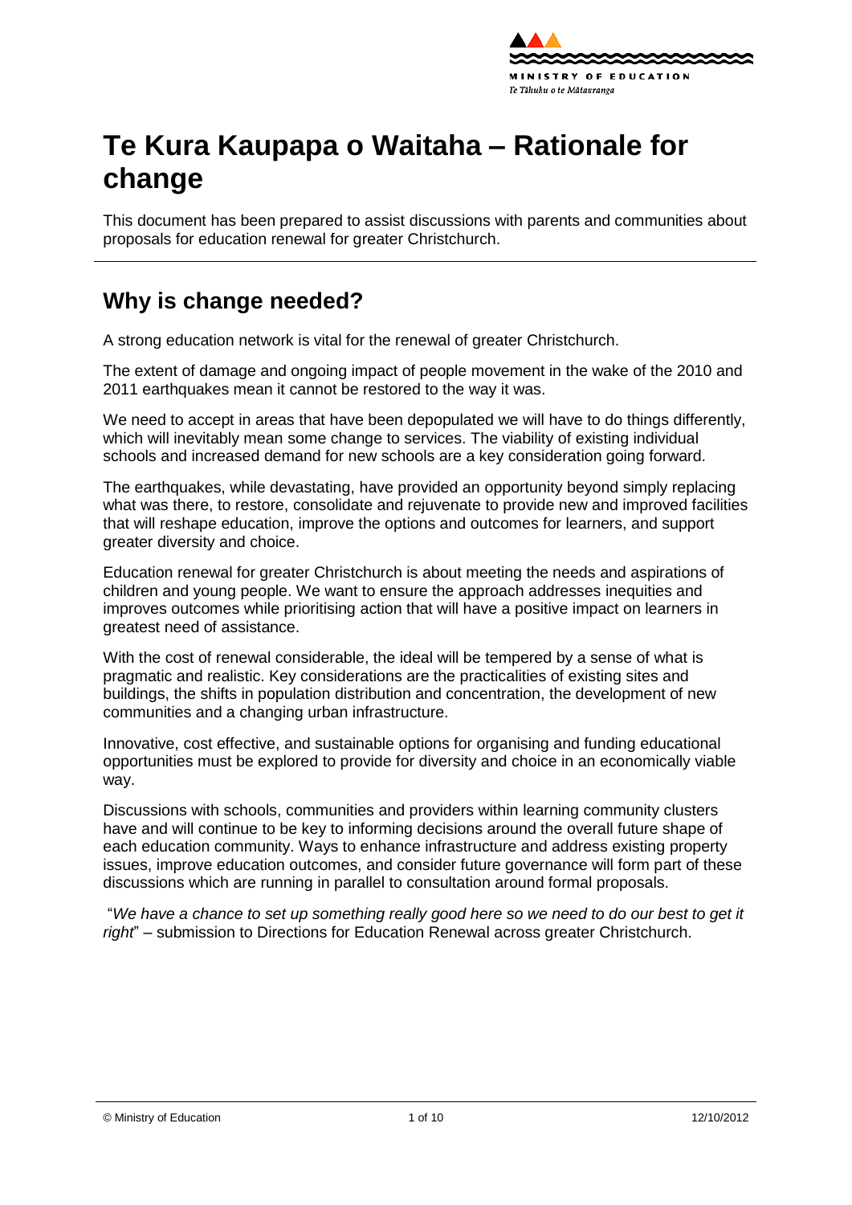# Te Kura Kaupapa o Waitaha – Rationale for change

This document has been prepared to assist discussions with parents and communities about proposals for education renewal for greater Christchurch.

## Why is change needed?

A strong education network is vital for the renewal of greater Christchurch.

The extent of damage and ongoing impact of people movement in the wake of the 2010 and 2011 earthquakes mean it cannot be restored to the way it was.

We need to accept in areas that have been depopulated we will have to do things differently, which will inevitably mean some change to services. The viability of existing individual schools and increased demand for new schools are a key consideration going forward.

The earthquakes, while devastating, have provided an opportunity beyond simply replacing what was there, to restore, consolidate and rejuvenate to provide new and improved facilities that will reshape education, improve the options and outcomes for learners, and support greater diversity and choice.

Education renewal for greater Christchurch is about meeting the needs and aspirations of children and young people. We want to ensure the approach addresses inequities and improves outcomes while prioritising action that will have a positive impact on learners in greatest need of assistance.

With the cost of renewal considerable, the ideal will be tempered by a sense of what is pragmatic and realistic. Key considerations are the practicalities of existing sites and buildings, the shifts in population distribution and concentration, the development of new communities and a changing urban infrastructure.

Innovative, cost effective, and sustainable options for organising and funding educational opportunities must be explored to provide for diversity and choice in an economically viable way.

Discussions with schools, communities and providers within learning community clusters have and will continue to be key to informing decisions around the overall future shape of each education community. Ways to enhance infrastructure and address existing property issues, improve education outcomes, and consider future governance will form part of these discussions which are running in parallel to consultation around formal proposals.

"*We have a chance to set up something really good here so we need to do our best to get it right*" – submission to Directions for Education Renewal across greater Christchurch.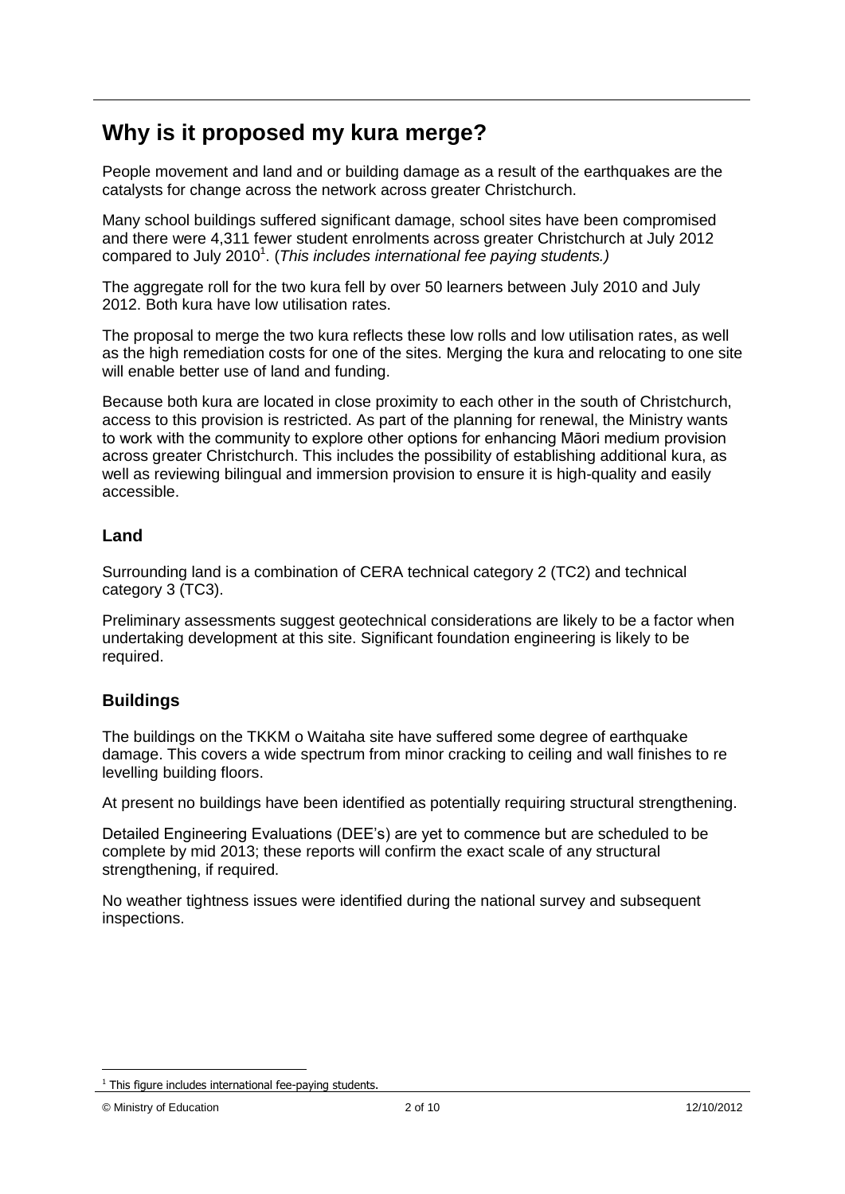## Why is it proposed my kura merge?

People movement and land and or building damage as a result of the earthquakes are the catalysts for change across the network across greater Christchurch.

Many school buildings suffered significant damage, school sites have been compromised and there were 4,311 fewer student enrolments across greater Christchurch at July 2012 compared to July 2010[1]. (*This includes international fee paying students.)*

The aggregate roll for the two kura fell by over 50 learners between July 2010 and July 2012. Both kura have low utilisation rates.

The proposal to merge the two kura reflects these low rolls and low utilisation rates, as well as the high remediation costs for one of the sites. Merging the kura and relocating to one site will enable better use of land and funding.

Because both kura are located in close proximity to each other in the south of Christchurch, access to this provision is restricted. As part of the planning for renewal, the Ministry wants to work with the community to explore other options for enhancing Māori medium provision across greater Christchurch. This includes the possibility of establishing additional kura, as well as reviewing bilingual and immersion provision to ensure it is high-quality and easily accessible.

### Land

Surrounding land is a combination of CERA technical category 2 (TC2) and technical category 3 (TC3).

Preliminary assessments suggest geotechnical considerations are likely to be a factor when undertaking development at this site. Significant foundation engineering is likely to be required.

### Buildings

The buildings on the TKKM o Waitaha site have suffered some degree of earthquake damage. This covers a wide spectrum from minor cracking to ceiling and wall finishes to re levelling building floors.

At present no buildings have been identified as potentially requiring structural strengthening.

Detailed Engineering Evaluations (DEE's) are yet to commence but are scheduled to be complete by mid 2013; these reports will confirm the exact scale of any structural strengthening, if required.

No weather tightness issues were identified during the national survey and subsequent inspections.

[1] This figure includes international fee-paying students.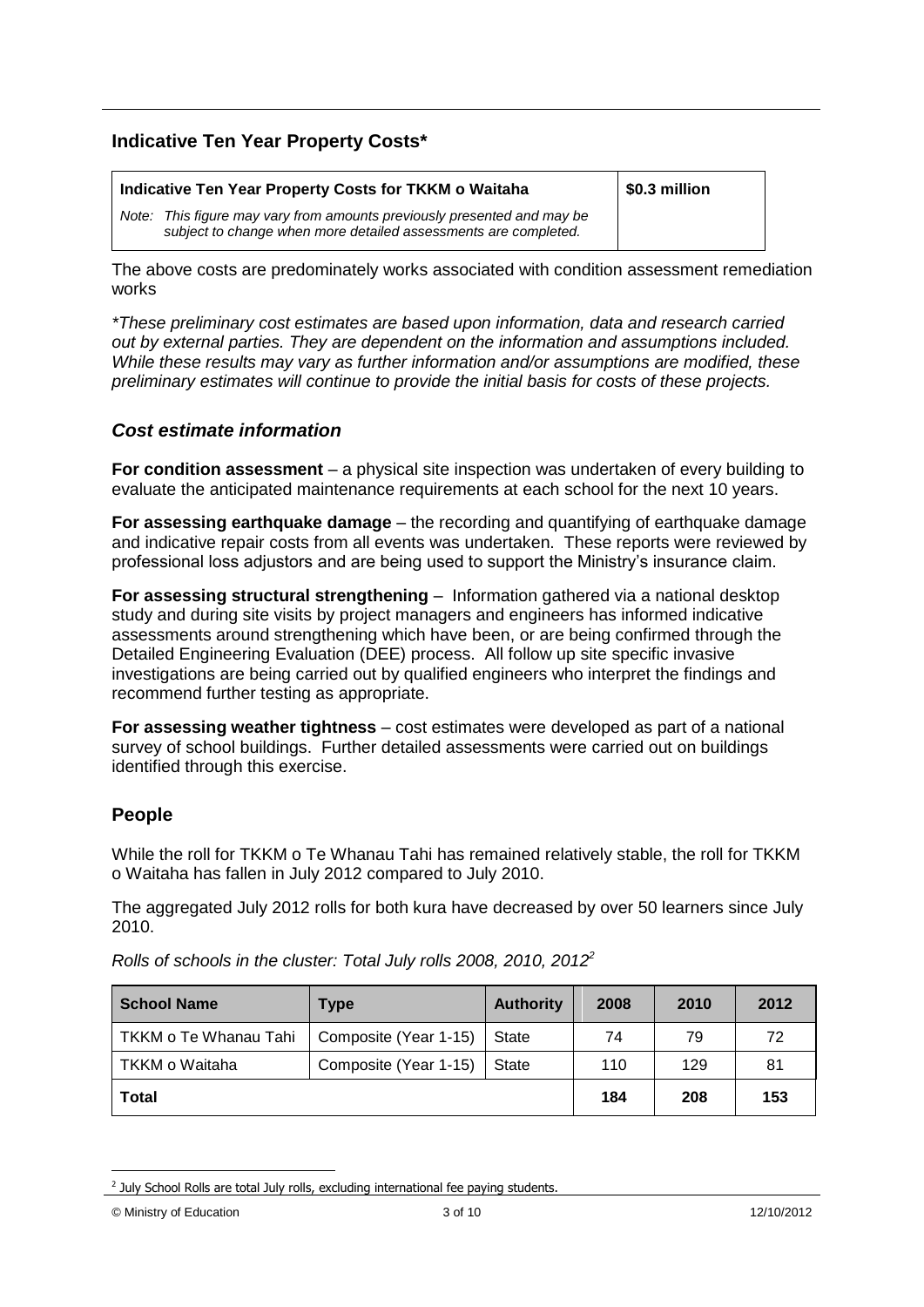## Indicative Ten Year Property Costs*

| Indicative Ten Year Property Costs for TKKM o Waitaha | $0.3 million |
| --- | --- |
| *Note: This figure may vary from amounts previously presented and may be subject to change when more detailed assessments are completed.* | |

The above costs are predominately works associated with condition assessment remediation works

*\*These preliminary cost estimates are based upon information, data and research carried out by external parties. They are dependent on the information and assumptions included. While these results may vary as further information and/or assumptions are modified, these preliminary estimates will continue to provide the initial basis for costs of these projects.*

### *Cost estimate information*

**For condition assessment** – a physical site inspection was undertaken of every building to evaluate the anticipated maintenance requirements at each school for the next 10 years.

**For assessing earthquake damage** – the recording and quantifying of earthquake damage and indicative repair costs from all events was undertaken. These reports were reviewed by professional loss adjustors and are being used to support the Ministry's insurance claim.

**For assessing structural strengthening** – Information gathered via a national desktop study and during site visits by project managers and engineers has informed indicative assessments around strengthening which have been, or are being confirmed through the Detailed Engineering Evaluation (DEE) process. All follow up site specific invasive investigations are being carried out by qualified engineers who interpret the findings and recommend further testing as appropriate.

**For assessing weather tightness** – cost estimates were developed as part of a national survey of school buildings. Further detailed assessments were carried out on buildings identified through this exercise.

## People

While the roll for TKKM o Te Whanau Tahi has remained relatively stable, the roll for TKKM o Waitaha has fallen in July 2012 compared to July 2010.

The aggregated July 2012 rolls for both kura have decreased by over 50 learners since July 2010.

*Rolls of schools in the cluster: Total July rolls 2008, 2010, 2012*[2]

| School Name | Type | Authority | 2008 | 2010 | 2012 |
| --- | --- | --- | --- | --- | --- |
| TKKM o Te Whanau Tahi | Composite (Year 1-15) | State | 74 | 79 | 72 |
| TKKM o Waitaha | Composite (Year 1-15) | State | 110 | 129 | 81 |
| **Total** | | | **184** | **208** | **153** |

[2] July School Rolls are total July rolls, excluding international fee paying students.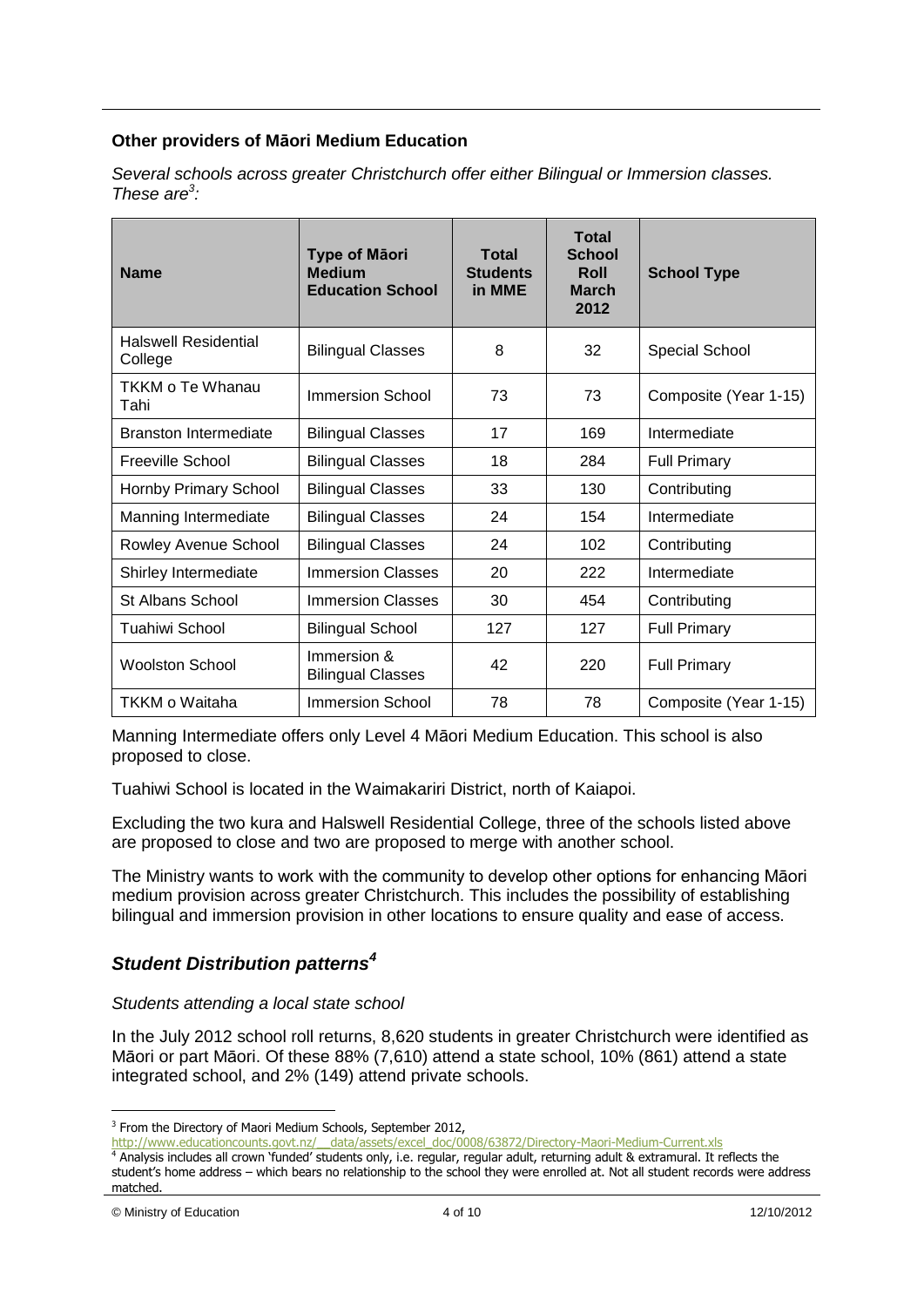### Other providers of Māori Medium Education

*Several schools across greater Christchurch offer either Bilingual or Immersion classes. These are[3]:*

| Name | Type of Māori Medium Education School | Total Students in MME | Total School Roll March 2012 | School Type |
|---|---|---|---|---|
| Halswell Residential College | Bilingual Classes | 8 | 32 | Special School |
| TKKM o Te Whanau Tahi | Immersion School | 73 | 73 | Composite (Year 1-15) |
| Branston Intermediate | Bilingual Classes | 17 | 169 | Intermediate |
| Freeville School | Bilingual Classes | 18 | 284 | Full Primary |
| Hornby Primary School | Bilingual Classes | 33 | 130 | Contributing |
| Manning Intermediate | Bilingual Classes | 24 | 154 | Intermediate |
| Rowley Avenue School | Bilingual Classes | 24 | 102 | Contributing |
| Shirley Intermediate | Immersion Classes | 20 | 222 | Intermediate |
| St Albans School | Immersion Classes | 30 | 454 | Contributing |
| Tuahiwi School | Bilingual School | 127 | 127 | Full Primary |
| Woolston School | Immersion & Bilingual Classes | 42 | 220 | Full Primary |
| TKKM o Waitaha | Immersion School | 78 | 78 | Composite (Year 1-15) |

Manning Intermediate offers only Level 4 Māori Medium Education. This school is also proposed to close.

Tuahiwi School is located in the Waimakariri District, north of Kaiapoi.

Excluding the two kura and Halswell Residential College, three of the schools listed above are proposed to close and two are proposed to merge with another school.

The Ministry wants to work with the community to develop other options for enhancing Māori medium provision across greater Christchurch. This includes the possibility of establishing bilingual and immersion provision in other locations to ensure quality and ease of access.

## *Student Distribution patterns[4]*

*Students attending a local state school*

In the July 2012 school roll returns, 8,620 students in greater Christchurch were identified as Māori or part Māori. Of these 88% (7,610) attend a state school, 10% (861) attend a state integrated school, and 2% (149) attend private schools.

---

[3] From the Directory of Maori Medium Schools, September 2012, http://www.educationcounts.govt.nz/__data/assets/excel_doc/0008/63872/Directory-Maori-Medium-Current.xls

[4] Analysis includes all crown 'funded' students only, i.e. regular, regular adult, returning adult & extramural. It reflects the student's home address – which bears no relationship to the school they were enrolled at. Not all student records were address matched.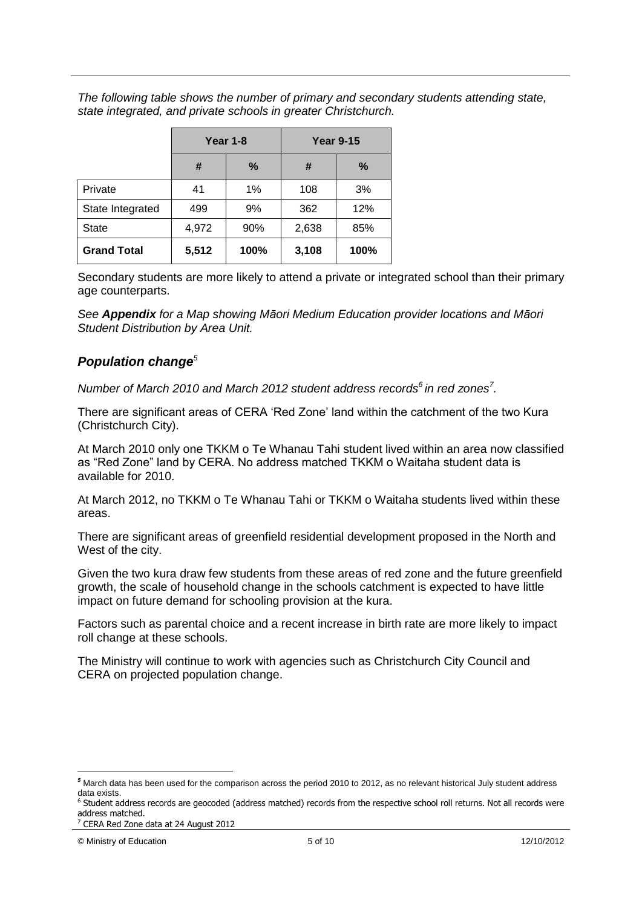*The following table shows the number of primary and secondary students attending state, state integrated, and private schools in greater Christchurch.*

| | Year 1-8 | | Year 9-15 | |
|---|---|---|---|---|
| | # | % | # | % |
| Private | 41 | 1% | 108 | 3% |
| State Integrated | 499 | 9% | 362 | 12% |
| State | 4,972 | 90% | 2,638 | 85% |
| **Grand Total** | **5,512** | **100%** | **3,108** | **100%** |

Secondary students are more likely to attend a private or integrated school than their primary age counterparts.

*See **Appendix** for a Map showing Māori Medium Education provider locations and Māori Student Distribution by Area Unit.*

## *Population change*[5]

*Number of March 2010 and March 2012 student address records*[6] *in red zones*[7]*.*

There are significant areas of CERA 'Red Zone' land within the catchment of the two Kura (Christchurch City).

At March 2010 only one TKKM o Te Whanau Tahi student lived within an area now classified as "Red Zone" land by CERA. No address matched TKKM o Waitaha student data is available for 2010.

At March 2012, no TKKM o Te Whanau Tahi or TKKM o Waitaha students lived within these areas.

There are significant areas of greenfield residential development proposed in the North and West of the city.

Given the two kura draw few students from these areas of red zone and the future greenfield growth, the scale of household change in the schools catchment is expected to have little impact on future demand for schooling provision at the kura.

Factors such as parental choice and a recent increase in birth rate are more likely to impact roll change at these schools.

The Ministry will continue to work with agencies such as Christchurch City Council and CERA on projected population change.

---

[5] March data has been used for the comparison across the period 2010 to 2012, as no relevant historical July student address data exists.

[6] Student address records are geocoded (address matched) records from the respective school roll returns. Not all records were address matched.

[7] CERA Red Zone data at 24 August 2012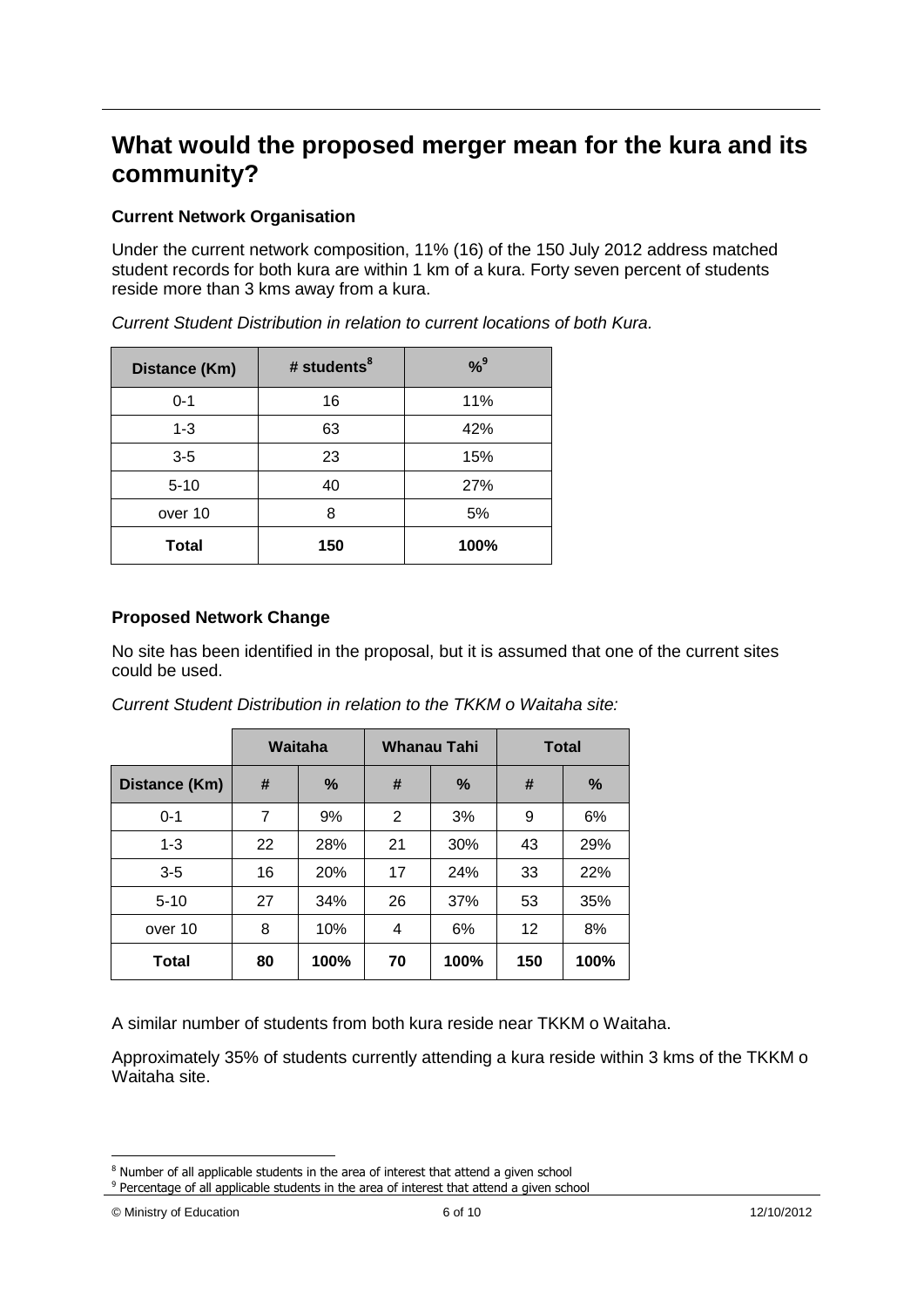## What would the proposed merger mean for the kura and its community?

**Current Network Organisation**

Under the current network composition, 11% (16) of the 150 July 2012 address matched student records for both kura are within 1 km of a kura. Forty seven percent of students reside more than 3 kms away from a kura.

*Current Student Distribution in relation to current locations of both Kura.*

| Distance (Km) | # students[8] | %[9] |
|---|---|---|
| 0-1 | 16 | 11% |
| 1-3 | 63 | 42% |
| 3-5 | 23 | 15% |
| 5-10 | 40 | 27% |
| over 10 | 8 | 5% |
| **Total** | **150** | **100%** |

**Proposed Network Change**

No site has been identified in the proposal, but it is assumed that one of the current sites could be used.

*Current Student Distribution in relation to the TKKM o Waitaha site:*

| | Waitaha | | Whanau Tahi | | Total | |
|---|---|---|---|---|---|---|
| **Distance (Km)** | **#** | **%** | **#** | **%** | **#** | **%** |
| 0-1 | 7 | 9% | 2 | 3% | 9 | 6% |
| 1-3 | 22 | 28% | 21 | 30% | 43 | 29% |
| 3-5 | 16 | 20% | 17 | 24% | 33 | 22% |
| 5-10 | 27 | 34% | 26 | 37% | 53 | 35% |
| over 10 | 8 | 10% | 4 | 6% | 12 | 8% |
| **Total** | **80** | **100%** | **70** | **100%** | **150** | **100%** |

A similar number of students from both kura reside near TKKM o Waitaha.

Approximately 35% of students currently attending a kura reside within 3 kms of the TKKM o Waitaha site.

[8] Number of all applicable students in the area of interest that attend a given school

[9] Percentage of all applicable students in the area of interest that attend a given school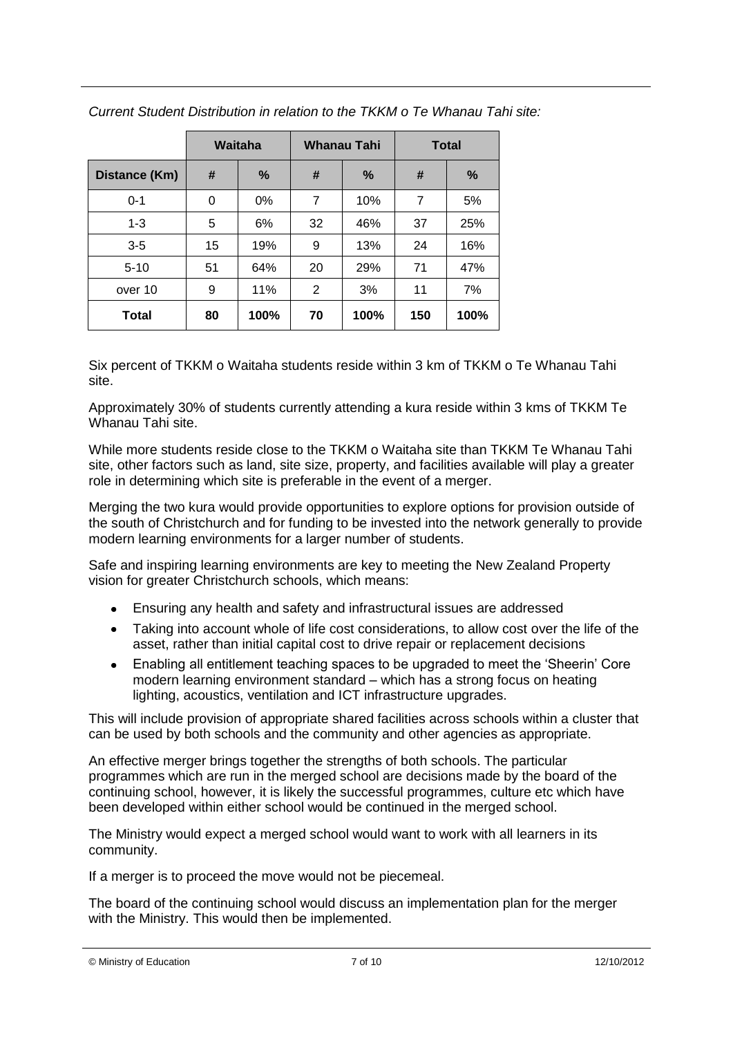*Current Student Distribution in relation to the TKKM o Te Whanau Tahi site:*

| | Waitaha | | Whanau Tahi | | Total | |
|---|---|---|---|---|---|---|
| **Distance (Km)** | **#** | **%** | **#** | **%** | **#** | **%** |
| 0-1 | 0 | 0% | 7 | 10% | 7 | 5% |
| 1-3 | 5 | 6% | 32 | 46% | 37 | 25% |
| 3-5 | 15 | 19% | 9 | 13% | 24 | 16% |
| 5-10 | 51 | 64% | 20 | 29% | 71 | 47% |
| over 10 | 9 | 11% | 2 | 3% | 11 | 7% |
| **Total** | **80** | **100%** | **70** | **100%** | **150** | **100%** |

Six percent of TKKM o Waitaha students reside within 3 km of TKKM o Te Whanau Tahi site.

Approximately 30% of students currently attending a kura reside within 3 kms of TKKM Te Whanau Tahi site.

While more students reside close to the TKKM o Waitaha site than TKKM Te Whanau Tahi site, other factors such as land, site size, property, and facilities available will play a greater role in determining which site is preferable in the event of a merger.

Merging the two kura would provide opportunities to explore options for provision outside of the south of Christchurch and for funding to be invested into the network generally to provide modern learning environments for a larger number of students.

Safe and inspiring learning environments are key to meeting the New Zealand Property vision for greater Christchurch schools, which means:

- Ensuring any health and safety and infrastructural issues are addressed
- Taking into account whole of life cost considerations, to allow cost over the life of the asset, rather than initial capital cost to drive repair or replacement decisions
- Enabling all entitlement teaching spaces to be upgraded to meet the 'Sheerin' Core modern learning environment standard – which has a strong focus on heating lighting, acoustics, ventilation and ICT infrastructure upgrades.

This will include provision of appropriate shared facilities across schools within a cluster that can be used by both schools and the community and other agencies as appropriate.

An effective merger brings together the strengths of both schools. The particular programmes which are run in the merged school are decisions made by the board of the continuing school, however, it is likely the successful programmes, culture etc which have been developed within either school would be continued in the merged school.

The Ministry would expect a merged school would want to work with all learners in its community.

If a merger is to proceed the move would not be piecemeal.

The board of the continuing school would discuss an implementation plan for the merger with the Ministry. This would then be implemented.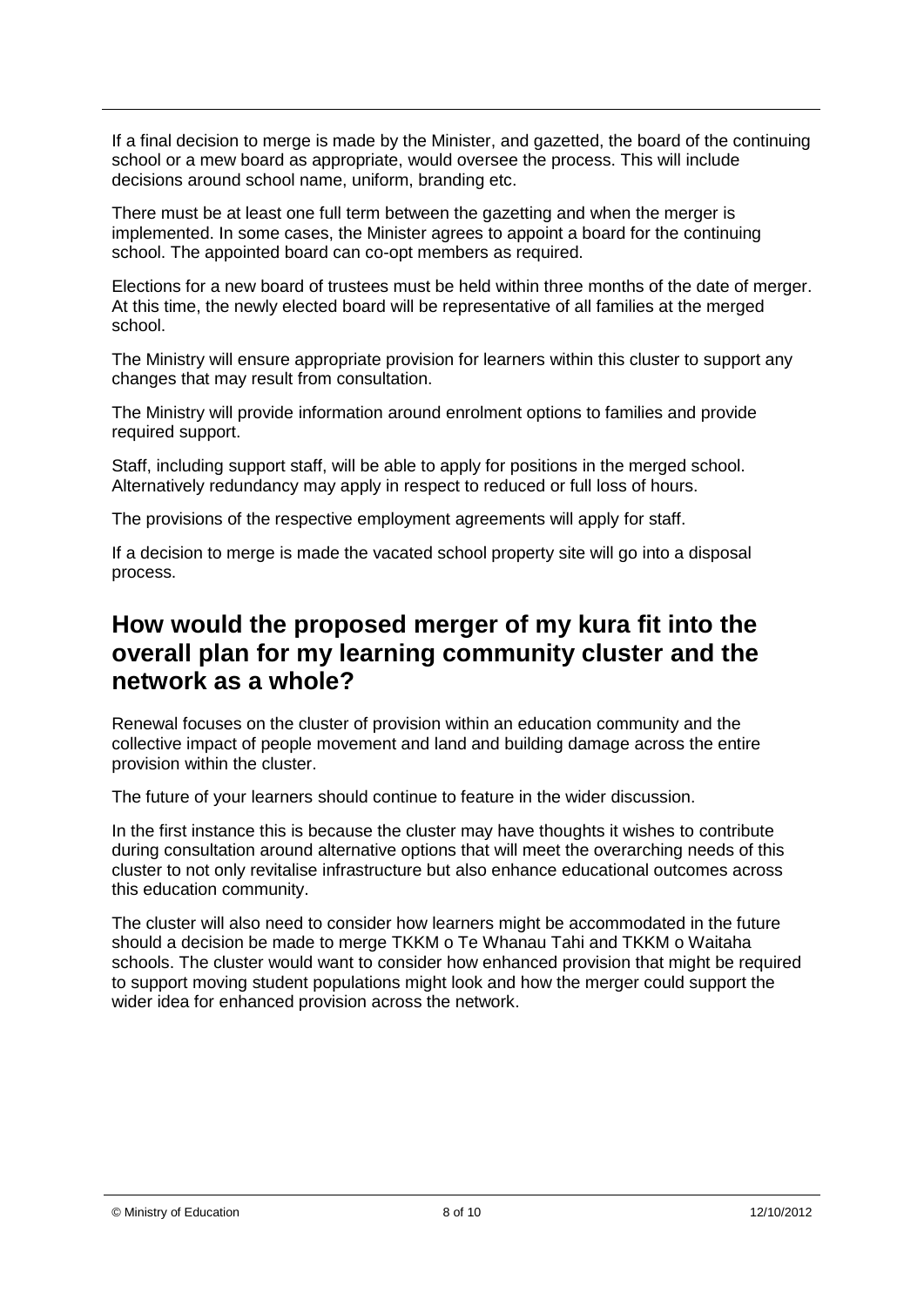If a final decision to merge is made by the Minister, and gazetted, the board of the continuing school or a mew board as appropriate, would oversee the process. This will include decisions around school name, uniform, branding etc.

There must be at least one full term between the gazetting and when the merger is implemented. In some cases, the Minister agrees to appoint a board for the continuing school. The appointed board can co-opt members as required.

Elections for a new board of trustees must be held within three months of the date of merger. At this time, the newly elected board will be representative of all families at the merged school.

The Ministry will ensure appropriate provision for learners within this cluster to support any changes that may result from consultation.

The Ministry will provide information around enrolment options to families and provide required support.

Staff, including support staff, will be able to apply for positions in the merged school. Alternatively redundancy may apply in respect to reduced or full loss of hours.

The provisions of the respective employment agreements will apply for staff.

If a decision to merge is made the vacated school property site will go into a disposal process.

## How would the proposed merger of my kura fit into the overall plan for my learning community cluster and the network as a whole?

Renewal focuses on the cluster of provision within an education community and the collective impact of people movement and land and building damage across the entire provision within the cluster.

The future of your learners should continue to feature in the wider discussion.

In the first instance this is because the cluster may have thoughts it wishes to contribute during consultation around alternative options that will meet the overarching needs of this cluster to not only revitalise infrastructure but also enhance educational outcomes across this education community.

The cluster will also need to consider how learners might be accommodated in the future should a decision be made to merge TKKM o Te Whanau Tahi and TKKM o Waitaha schools. The cluster would want to consider how enhanced provision that might be required to support moving student populations might look and how the merger could support the wider idea for enhanced provision across the network.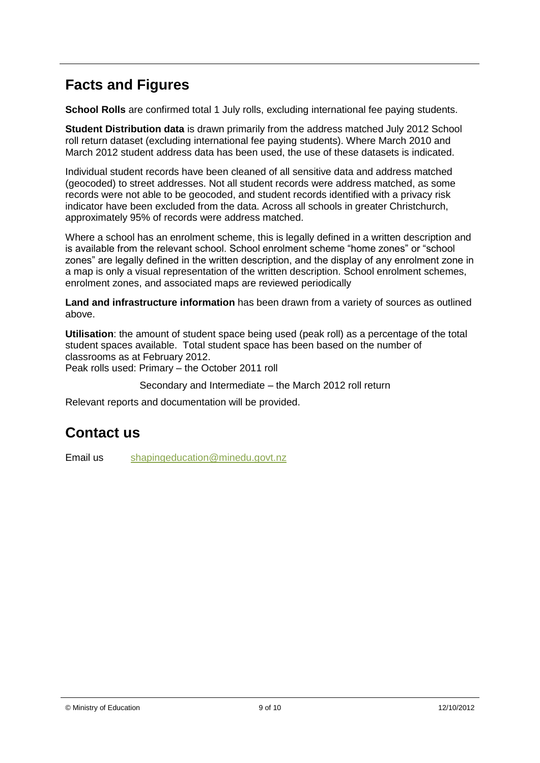## Facts and Figures

**School Rolls** are confirmed total 1 July rolls, excluding international fee paying students.

**Student Distribution data** is drawn primarily from the address matched July 2012 School roll return dataset (excluding international fee paying students). Where March 2010 and March 2012 student address data has been used, the use of these datasets is indicated.

Individual student records have been cleaned of all sensitive data and address matched (geocoded) to street addresses. Not all student records were address matched, as some records were not able to be geocoded, and student records identified with a privacy risk indicator have been excluded from the data. Across all schools in greater Christchurch, approximately 95% of records were address matched.

Where a school has an enrolment scheme, this is legally defined in a written description and is available from the relevant school. School enrolment scheme "home zones" or "school zones" are legally defined in the written description, and the display of any enrolment zone in a map is only a visual representation of the written description. School enrolment schemes, enrolment zones, and associated maps are reviewed periodically

**Land and infrastructure information** has been drawn from a variety of sources as outlined above.

**Utilisation**: the amount of student space being used (peak roll) as a percentage of the total student spaces available. Total student space has been based on the number of classrooms as at February 2012.

Peak rolls used: Primary – the October 2011 roll

Secondary and Intermediate – the March 2012 roll return

Relevant reports and documentation will be provided.

## Contact us

Email us shapingeducation@minedu.govt.nz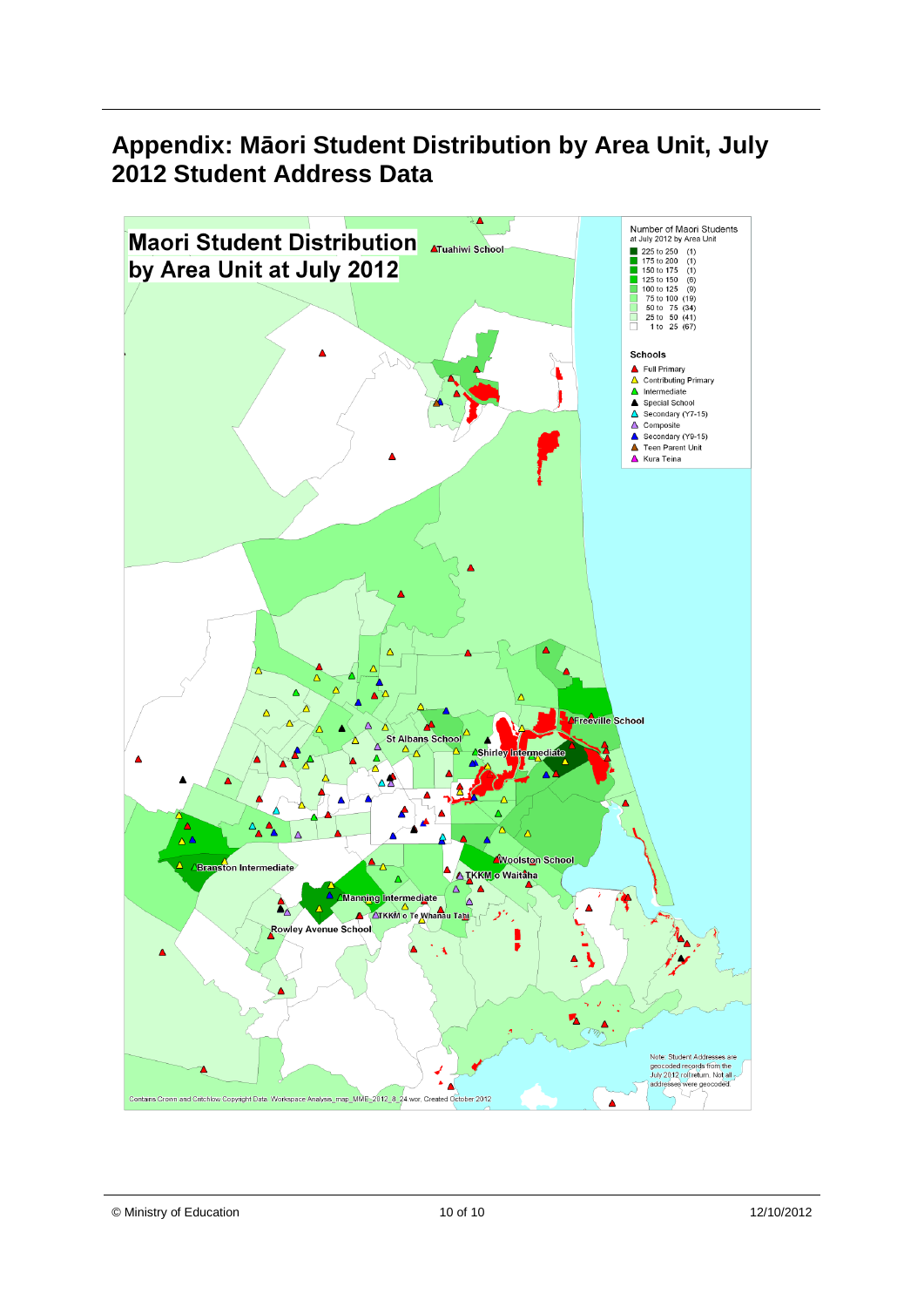## Appendix: Māori Student Distribution by Area Unit, July 2012 Student Address Data

Maori Student Distribution by Area Unit at July 2012

Number of Maori Students at July 2012 by Area Unit
225 to 250 (1)
175 to 200 (1)
150 to 175 (1)
125 to 150 (6)
100 to 125 (9)
75 to 100 (19)
50 to 75 (34)
25 to 50 (41)
1 to 25 (67)

Schools
Full Primary
Contributing Primary
Intermediate
Special School
Secondary (Y7-15)
Composite
Secondary (Y9-15)
Teen Parent Unit
Kura Teina

Tuahiwi School
Freeville School
St Albans School
Shirley Intermediate
Branston Intermediate
Woolston School
TKKM o Waitaha
Manning Intermediate
TKKM o Te Whanau Tahi
Rowley Avenue School

Note: Student Addresses are geocoded records from the July 2012 rollreturn. Not all addresses were geocoded.

Contains Crown and Catchlow Copyright Data. Workspace Analysis_map_MME_2012_8_24.wor, Created October 2012